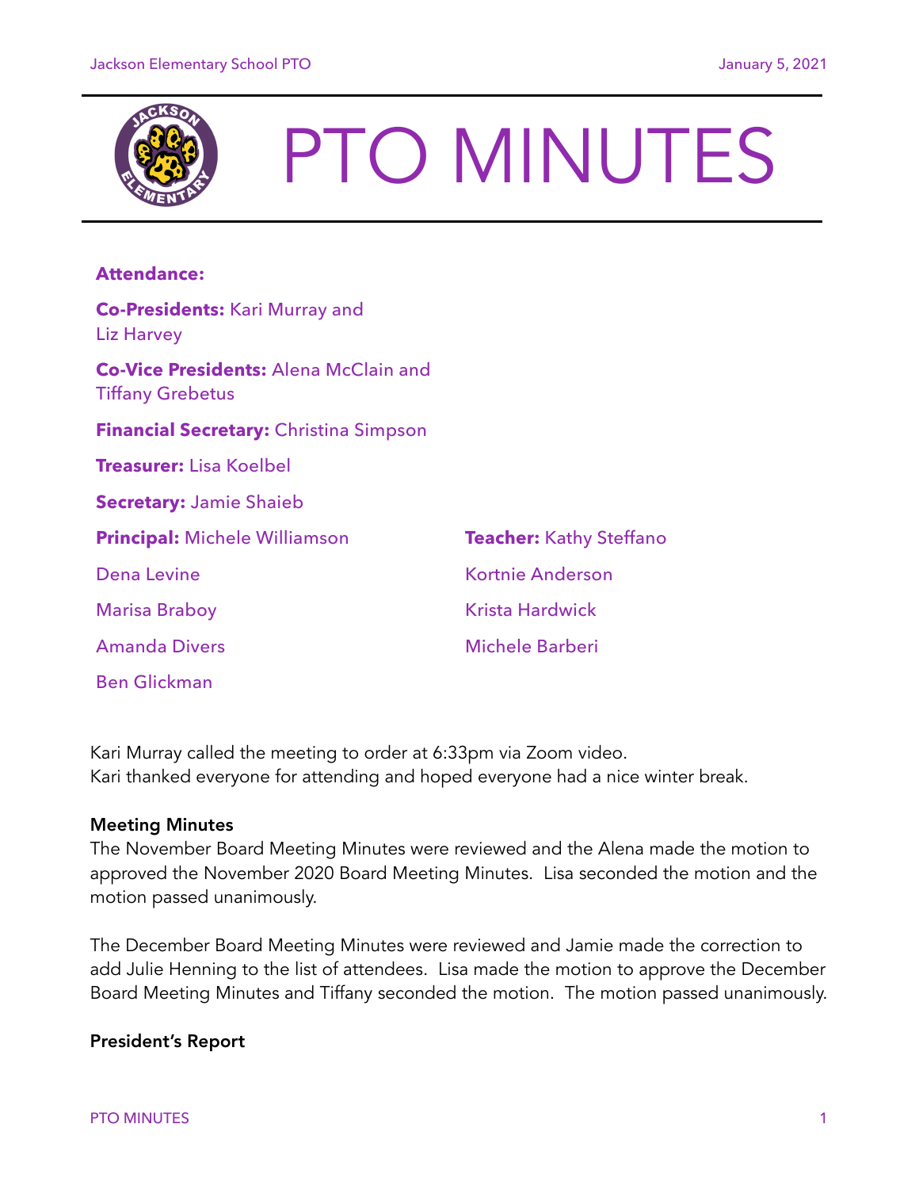# PTO MINUTES

**Attendance:**

**Co-Presidents:** Kari Murray and Liz Harvey

**Co-Vice Presidents:** Alena McClain and Tiffany Grebetus

**Financial Secretary:** Christina Simpson

**Treasurer:** Lisa Koelbel

**Secretary:** Jamie Shaieb

**Principal:** Michele Williamson

Dena Levine

Marisa Braboy

Amanda Divers

Ben Glickman

**Teacher:** Kathy Steffano

Kortnie Anderson

Krista Hardwick

Michele Barberi

Kari Murray called the meeting to order at 6:33pm via Zoom video.
Kari thanked everyone for attending and hoped everyone had a nice winter break.

**Meeting Minutes**

The November Board Meeting Minutes were reviewed and the Alena made the motion to approved the November 2020 Board Meeting Minutes. Lisa seconded the motion and the motion passed unanimously.

The December Board Meeting Minutes were reviewed and Jamie made the correction to add Julie Henning to the list of attendees. Lisa made the motion to approve the December Board Meeting Minutes and Tiffany seconded the motion. The motion passed unanimously.

**President's Report**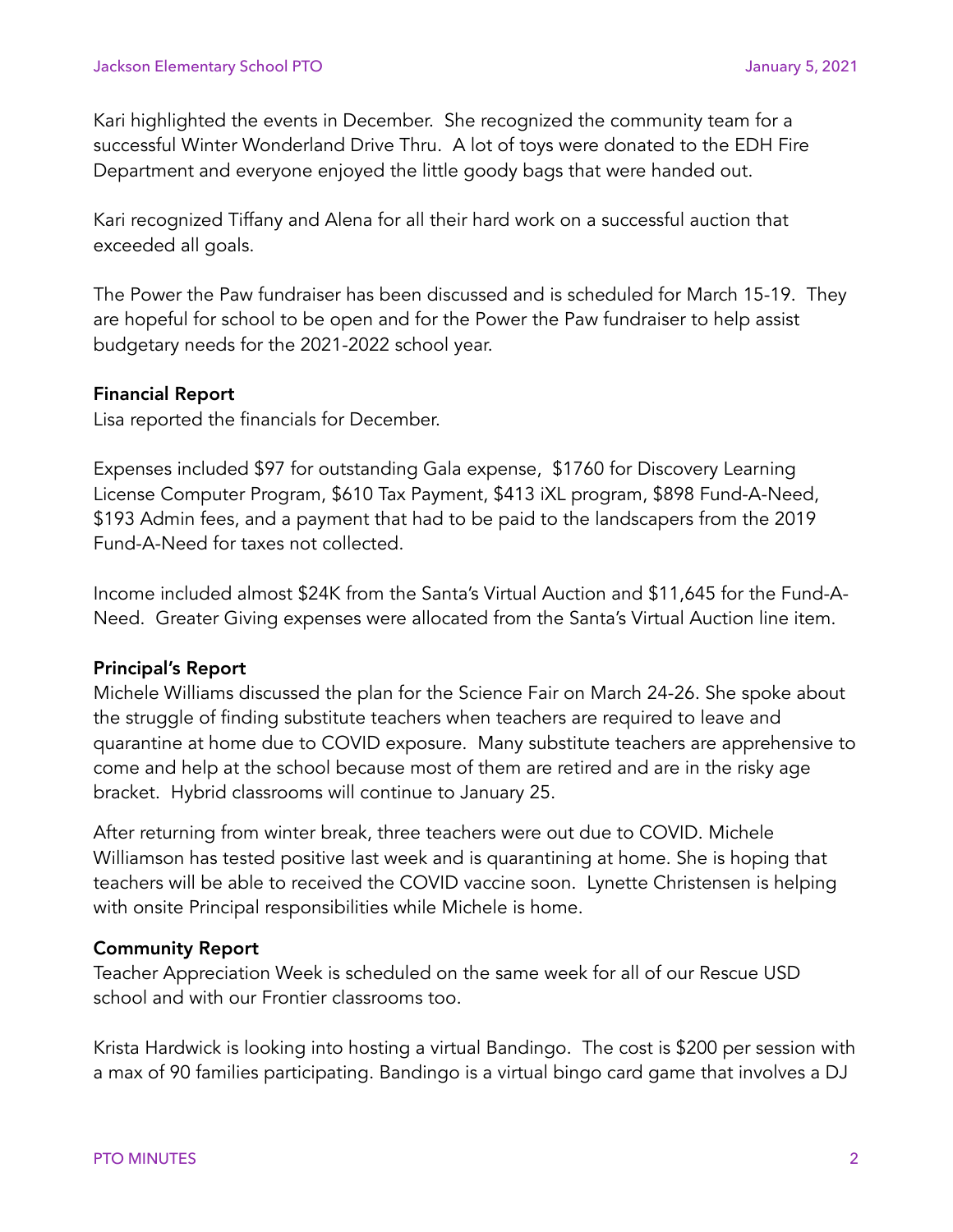Kari highlighted the events in December. She recognized the community team for a successful Winter Wonderland Drive Thru. A lot of toys were donated to the EDH Fire Department and everyone enjoyed the little goody bags that were handed out.

Kari recognized Tiffany and Alena for all their hard work on a successful auction that exceeded all goals.

The Power the Paw fundraiser has been discussed and is scheduled for March 15-19. They are hopeful for school to be open and for the Power the Paw fundraiser to help assist budgetary needs for the 2021-2022 school year.

**Financial Report**

Lisa reported the financials for December.

Expenses included $97 for outstanding Gala expense, $1760 for Discovery Learning License Computer Program, $610 Tax Payment, $413 iXL program, $898 Fund-A-Need, $193 Admin fees, and a payment that had to be paid to the landscapers from the 2019 Fund-A-Need for taxes not collected.

Income included almost $24K from the Santa's Virtual Auction and $11,645 for the Fund-A-Need. Greater Giving expenses were allocated from the Santa's Virtual Auction line item.

**Principal's Report**

Michele Williams discussed the plan for the Science Fair on March 24-26. She spoke about the struggle of finding substitute teachers when teachers are required to leave and quarantine at home due to COVID exposure. Many substitute teachers are apprehensive to come and help at the school because most of them are retired and are in the risky age bracket. Hybrid classrooms will continue to January 25.

After returning from winter break, three teachers were out due to COVID. Michele Williamson has tested positive last week and is quarantining at home. She is hoping that teachers will be able to received the COVID vaccine soon. Lynette Christensen is helping with onsite Principal responsibilities while Michele is home.

**Community Report**

Teacher Appreciation Week is scheduled on the same week for all of our Rescue USD school and with our Frontier classrooms too.

Krista Hardwick is looking into hosting a virtual Bandingo. The cost is $200 per session with a max of 90 families participating. Bandingo is a virtual bingo card game that involves a DJ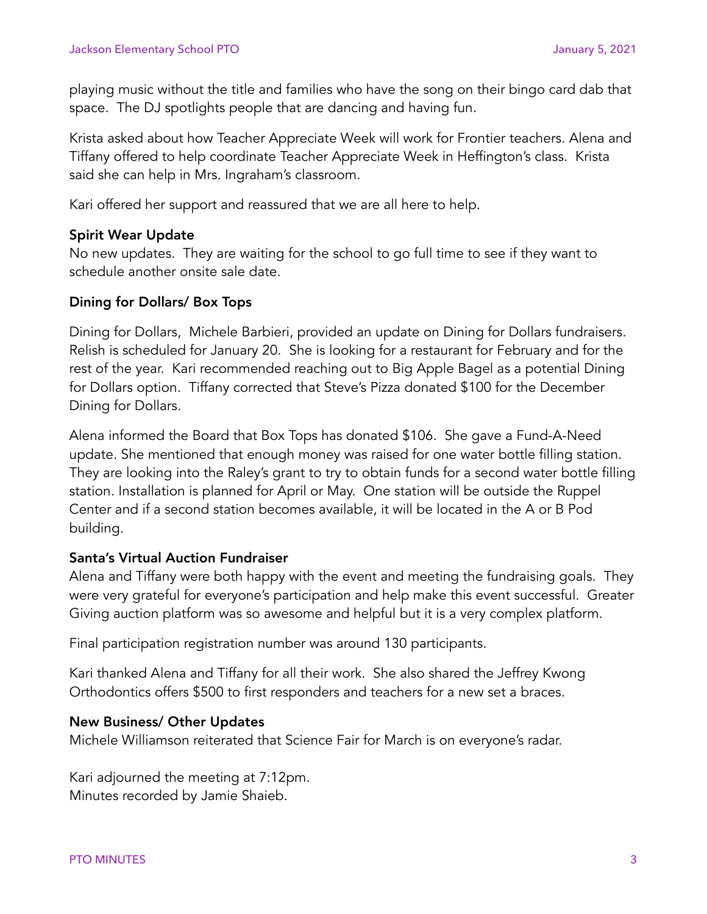playing music without the title and families who have the song on their bingo card dab that space. The DJ spotlights people that are dancing and having fun.

Krista asked about how Teacher Appreciate Week will work for Frontier teachers. Alena and Tiffany offered to help coordinate Teacher Appreciate Week in Heffington's class. Krista said she can help in Mrs. Ingraham's classroom.

Kari offered her support and reassured that we are all here to help.

**Spirit Wear Update**
No new updates. They are waiting for the school to go full time to see if they want to schedule another onsite sale date.

**Dining for Dollars/ Box Tops**

Dining for Dollars, Michele Barbieri, provided an update on Dining for Dollars fundraisers. Relish is scheduled for January 20. She is looking for a restaurant for February and for the rest of the year. Kari recommended reaching out to Big Apple Bagel as a potential Dining for Dollars option. Tiffany corrected that Steve's Pizza donated $100 for the December Dining for Dollars.

Alena informed the Board that Box Tops has donated $106. She gave a Fund-A-Need update. She mentioned that enough money was raised for one water bottle filling station. They are looking into the Raley's grant to try to obtain funds for a second water bottle filling station. Installation is planned for April or May. One station will be outside the Ruppel Center and if a second station becomes available, it will be located in the A or B Pod building.

**Santa's Virtual Auction Fundraiser**
Alena and Tiffany were both happy with the event and meeting the fundraising goals. They were very grateful for everyone's participation and help make this event successful. Greater Giving auction platform was so awesome and helpful but it is a very complex platform.

Final participation registration number was around 130 participants.

Kari thanked Alena and Tiffany for all their work. She also shared the Jeffrey Kwong Orthodontics offers $500 to first responders and teachers for a new set a braces.

**New Business/ Other Updates**
Michele Williamson reiterated that Science Fair for March is on everyone's radar.

Kari adjourned the meeting at 7:12pm.
Minutes recorded by Jamie Shaieb.